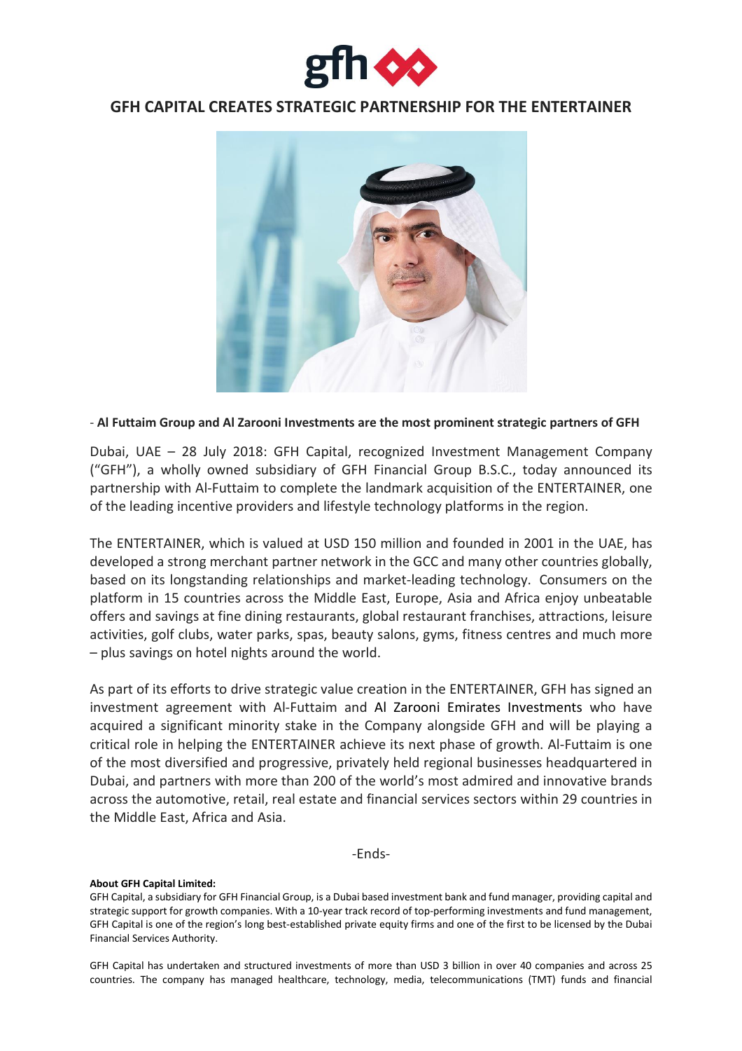# GFH CAPITAL CREATES STRATEGIC PARTNERSHIP FOR THE ENTERTAINER

- **Al Futtaim Group and Al Zarooni Investments are the most prominent strategic partners of GFH**

Dubai, UAE – 28 July 2018: GFH Capital, recognized Investment Management Company ("GFH"), a wholly owned subsidiary of GFH Financial Group B.S.C., today announced its partnership with Al-Futtaim to complete the landmark acquisition of the ENTERTAINER, one of the leading incentive providers and lifestyle technology platforms in the region.

The ENTERTAINER, which is valued at USD 150 million and founded in 2001 in the UAE, has developed a strong merchant partner network in the GCC and many other countries globally, based on its longstanding relationships and market-leading technology. Consumers on the platform in 15 countries across the Middle East, Europe, Asia and Africa enjoy unbeatable offers and savings at fine dining restaurants, global restaurant franchises, attractions, leisure activities, golf clubs, water parks, spas, beauty salons, gyms, fitness centres and much more – plus savings on hotel nights around the world.

As part of its efforts to drive strategic value creation in the ENTERTAINER, GFH has signed an investment agreement with Al-Futtaim and Al Zarooni Emirates Investments who have acquired a significant minority stake in the Company alongside GFH and will be playing a critical role in helping the ENTERTAINER achieve its next phase of growth. Al-Futtaim is one of the most diversified and progressive, privately held regional businesses headquartered in Dubai, and partners with more than 200 of the world's most admired and innovative brands across the automotive, retail, real estate and financial services sectors within 29 countries in the Middle East, Africa and Asia.

-Ends-

**About GFH Capital Limited:**

GFH Capital, a subsidiary for GFH Financial Group, is a Dubai based investment bank and fund manager, providing capital and strategic support for growth companies. With a 10-year track record of top-performing investments and fund management, GFH Capital is one of the region's long best-established private equity firms and one of the first to be licensed by the Dubai Financial Services Authority.

GFH Capital has undertaken and structured investments of more than USD 3 billion in over 40 companies and across 25 countries. The company has managed healthcare, technology, media, telecommunications (TMT) funds and financial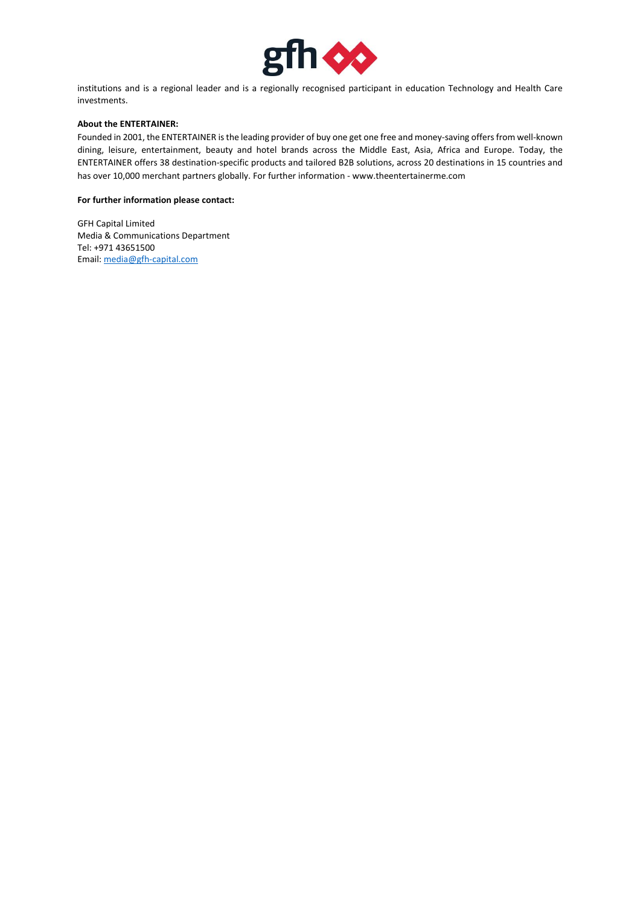institutions and is a regional leader and is a regionally recognised participant in education Technology and Health Care investments.

**About the ENTERTAINER:**

Founded in 2001, the ENTERTAINER is the leading provider of buy one get one free and money-saving offers from well-known dining, leisure, entertainment, beauty and hotel brands across the Middle East, Asia, Africa and Europe. Today, the ENTERTAINER offers 38 destination-specific products and tailored B2B solutions, across 20 destinations in 15 countries and has over 10,000 merchant partners globally. For further information - www.theentertainerme.com

**For further information please contact:**

GFH Capital Limited
Media & Communications Department
Tel: +971 43651500
Email: media@gfh-capital.com